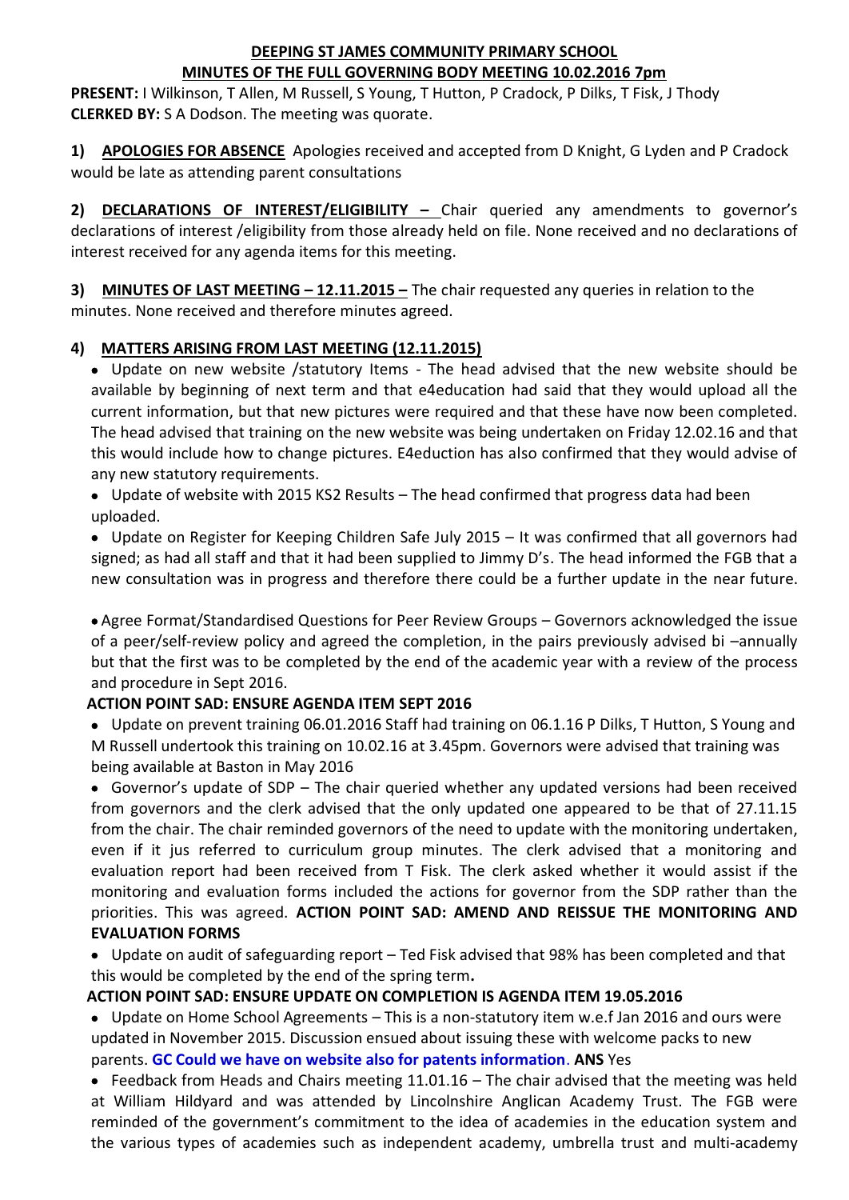**DEEPING ST JAMES COMMUNITY PRIMARY SCHOOL**

**MINUTES OF THE FULL GOVERNING BODY MEETING 10.02.2016 7pm**

**PRESENT:** I Wilkinson, T Allen, M Russell, S Young, T Hutton, P Cradock, P Dilks, T Fisk, J Thody
**CLERKED BY:** S A Dodson. The meeting was quorate.

**1) APOLOGIES FOR ABSENCE** Apologies received and accepted from D Knight, G Lyden and P Cradock would be late as attending parent consultations

**2) DECLARATIONS OF INTEREST/ELIGIBILITY –** Chair queried any amendments to governor's declarations of interest /eligibility from those already held on file. None received and no declarations of interest received for any agenda items for this meeting.

**3) MINUTES OF LAST MEETING – 12.11.2015 –** The chair requested any queries in relation to the minutes. None received and therefore minutes agreed.

**4) MATTERS ARISING FROM LAST MEETING (12.11.2015)**

- Update on new website /statutory Items - The head advised that the new website should be available by beginning of next term and that e4education had said that they would upload all the current information, but that new pictures were required and that these have now been completed. The head advised that training on the new website was being undertaken on Friday 12.02.16 and that this would include how to change pictures. E4eduction has also confirmed that they would advise of any new statutory requirements.
- Update of website with 2015 KS2 Results – The head confirmed that progress data had been uploaded.
- Update on Register for Keeping Children Safe July 2015 – It was confirmed that all governors had signed; as had all staff and that it had been supplied to Jimmy D's. The head informed the FGB that a new consultation was in progress and therefore there could be a further update in the near future.
- Agree Format/Standardised Questions for Peer Review Groups – Governors acknowledged the issue of a peer/self-review policy and agreed the completion, in the pairs previously advised bi –annually but that the first was to be completed by the end of the academic year with a review of the process and procedure in Sept 2016.

**ACTION POINT SAD: ENSURE AGENDA ITEM SEPT 2016**

- Update on prevent training 06.01.2016 Staff had training on 06.1.16 P Dilks, T Hutton, S Young and M Russell undertook this training on 10.02.16 at 3.45pm. Governors were advised that training was being available at Baston in May 2016
- Governor's update of SDP – The chair queried whether any updated versions had been received from governors and the clerk advised that the only updated one appeared to be that of 27.11.15 from the chair. The chair reminded governors of the need to update with the monitoring undertaken, even if it jus referred to curriculum group minutes. The clerk advised that a monitoring and evaluation report had been received from T Fisk. The clerk asked whether it would assist if the monitoring and evaluation forms included the actions for governor from the SDP rather than the priorities. This was agreed. **ACTION POINT SAD: AMEND AND REISSUE THE MONITORING AND EVALUATION FORMS**
- Update on audit of safeguarding report – Ted Fisk advised that 98% has been completed and that this would be completed by the end of the spring term**.**

**ACTION POINT SAD: ENSURE UPDATE ON COMPLETION IS AGENDA ITEM 19.05.2016**

- Update on Home School Agreements – This is a non-statutory item w.e.f Jan 2016 and ours were updated in November 2015. Discussion ensued about issuing these with welcome packs to new parents. **GC Could we have on website also for patents information**. **ANS** Yes
- Feedback from Heads and Chairs meeting 11.01.16 – The chair advised that the meeting was held at William Hildyard and was attended by Lincolnshire Anglican Academy Trust. The FGB were reminded of the government's commitment to the idea of academies in the education system and the various types of academies such as independent academy, umbrella trust and multi-academy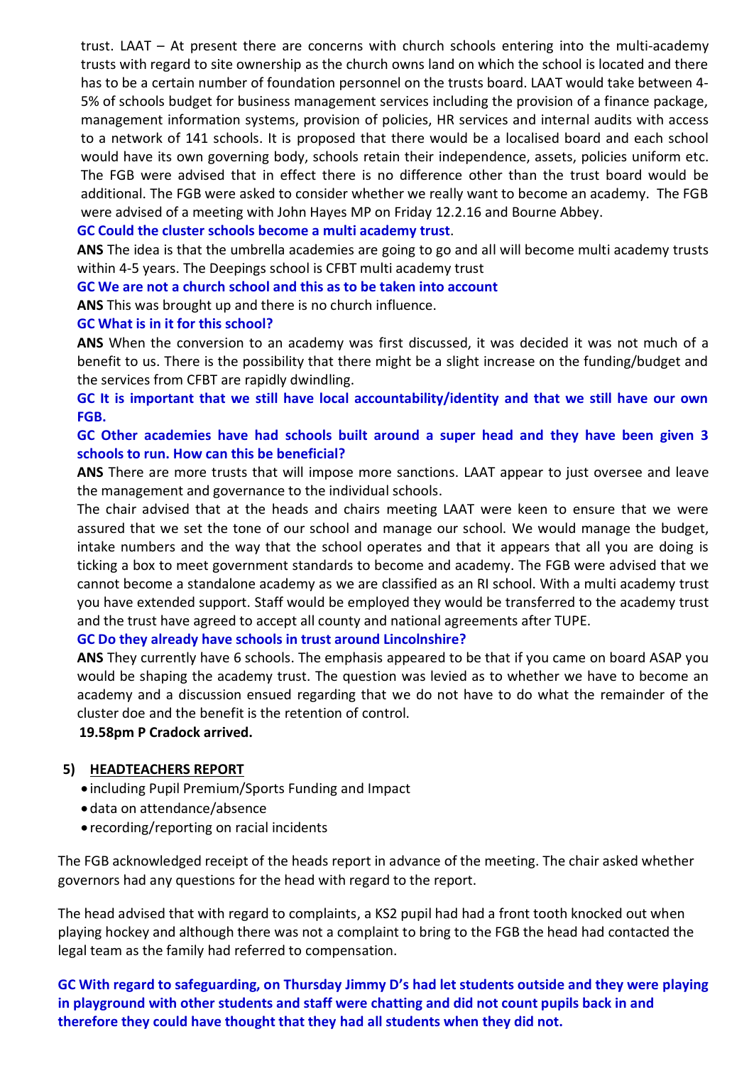trust. LAAT – At present there are concerns with church schools entering into the multi-academy trusts with regard to site ownership as the church owns land on which the school is located and there has to be a certain number of foundation personnel on the trusts board. LAAT would take between 4-5% of schools budget for business management services including the provision of a finance package, management information systems, provision of policies, HR services and internal audits with access to a network of 141 schools. It is proposed that there would be a localised board and each school would have its own governing body, schools retain their independence, assets, policies uniform etc. The FGB were advised that in effect there is no difference other than the trust board would be additional. The FGB were asked to consider whether we really want to become an academy. The FGB were advised of a meeting with John Hayes MP on Friday 12.2.16 and Bourne Abbey.

**GC Could the cluster schools become a multi academy trust**.

**ANS** The idea is that the umbrella academies are going to go and all will become multi academy trusts within 4-5 years. The Deepings school is CFBT multi academy trust

**GC We are not a church school and this as to be taken into account**

**ANS** This was brought up and there is no church influence.

**GC What is in it for this school?**

**ANS** When the conversion to an academy was first discussed, it was decided it was not much of a benefit to us. There is the possibility that there might be a slight increase on the funding/budget and the services from CFBT are rapidly dwindling.

**GC It is important that we still have local accountability/identity and that we still have our own FGB.**

**GC Other academies have had schools built around a super head and they have been given 3 schools to run. How can this be beneficial?**

**ANS** There are more trusts that will impose more sanctions. LAAT appear to just oversee and leave the management and governance to the individual schools.

The chair advised that at the heads and chairs meeting LAAT were keen to ensure that we were assured that we set the tone of our school and manage our school. We would manage the budget, intake numbers and the way that the school operates and that it appears that all you are doing is ticking a box to meet government standards to become and academy. The FGB were advised that we cannot become a standalone academy as we are classified as an RI school. With a multi academy trust you have extended support. Staff would be employed they would be transferred to the academy trust and the trust have agreed to accept all county and national agreements after TUPE.

**GC Do they already have schools in trust around Lincolnshire?**

**ANS** They currently have 6 schools. The emphasis appeared to be that if you came on board ASAP you would be shaping the academy trust. The question was levied as to whether we have to become an academy and a discussion ensued regarding that we do not have to do what the remainder of the cluster doe and the benefit is the retention of control.

**19.58pm P Cradock arrived.**

## 5) HEADTEACHERS REPORT

- including Pupil Premium/Sports Funding and Impact
- data on attendance/absence
- recording/reporting on racial incidents

The FGB acknowledged receipt of the heads report in advance of the meeting. The chair asked whether governors had any questions for the head with regard to the report.

The head advised that with regard to complaints, a KS2 pupil had had a front tooth knocked out when playing hockey and although there was not a complaint to bring to the FGB the head had contacted the legal team as the family had referred to compensation.

**GC With regard to safeguarding, on Thursday Jimmy D's had let students outside and they were playing in playground with other students and staff were chatting and did not count pupils back in and therefore they could have thought that they had all students when they did not.**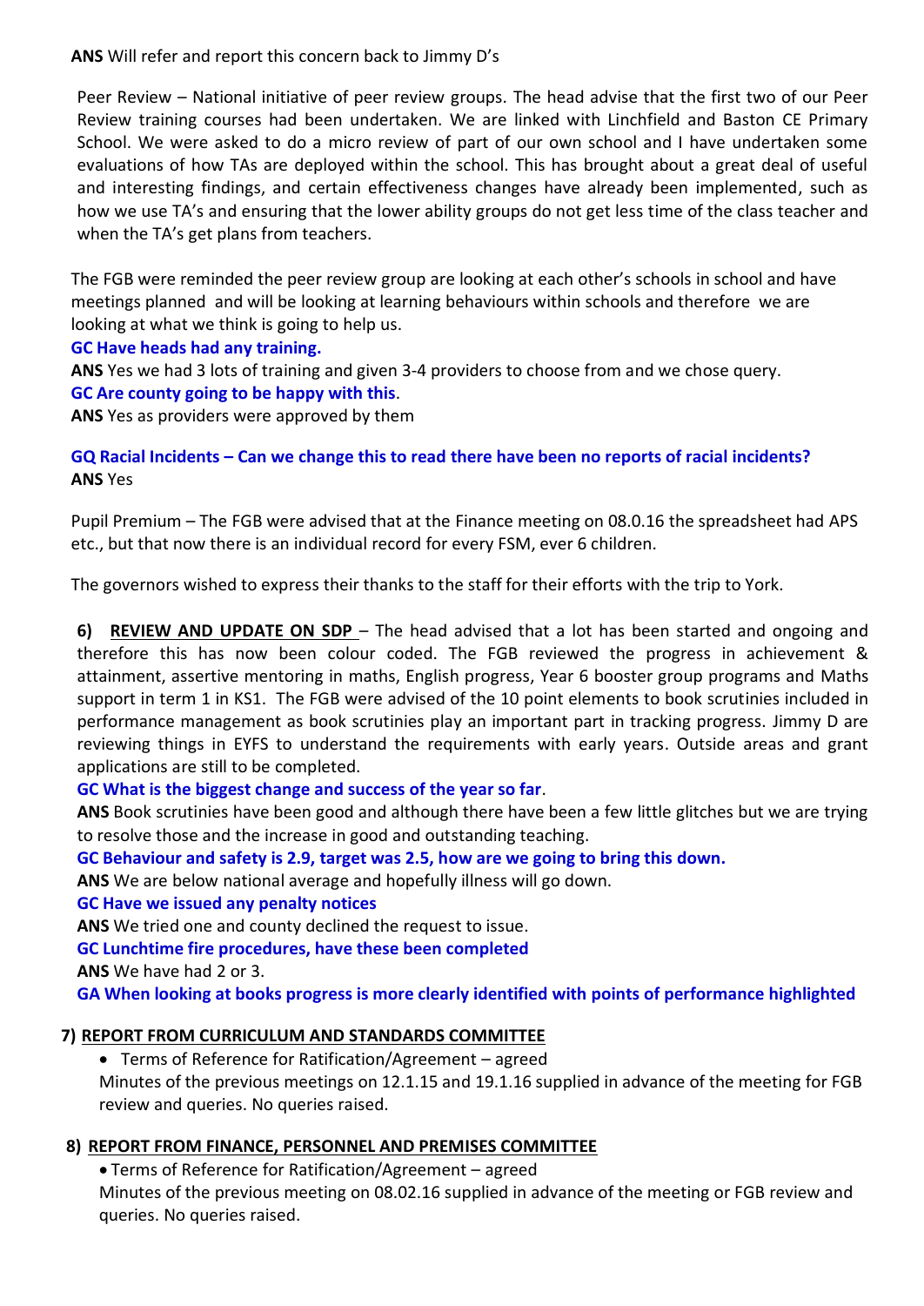**ANS** Will refer and report this concern back to Jimmy D's

Peer Review – National initiative of peer review groups. The head advise that the first two of our Peer Review training courses had been undertaken. We are linked with Linchfield and Baston CE Primary School. We were asked to do a micro review of part of our own school and I have undertaken some evaluations of how TAs are deployed within the school. This has brought about a great deal of useful and interesting findings, and certain effectiveness changes have already been implemented, such as how we use TA's and ensuring that the lower ability groups do not get less time of the class teacher and when the TA's get plans from teachers.

The FGB were reminded the peer review group are looking at each other's schools in school and have meetings planned and will be looking at learning behaviours within schools and therefore we are looking at what we think is going to help us.

**GC Have heads had any training.**

**ANS** Yes we had 3 lots of training and given 3-4 providers to choose from and we chose query.

**GC Are county going to be happy with this**.

**ANS** Yes as providers were approved by them

**GQ Racial Incidents – Can we change this to read there have been no reports of racial incidents?**

**ANS** Yes

Pupil Premium – The FGB were advised that at the Finance meeting on 08.0.16 the spreadsheet had APS etc., but that now there is an individual record for every FSM, ever 6 children.

The governors wished to express their thanks to the staff for their efforts with the trip to York.

**6) <u>REVIEW AND UPDATE ON SDP</u>** – The head advised that a lot has been started and ongoing and therefore this has now been colour coded. The FGB reviewed the progress in achievement & attainment, assertive mentoring in maths, English progress, Year 6 booster group programs and Maths support in term 1 in KS1. The FGB were advised of the 10 point elements to book scrutinies included in performance management as book scrutinies play an important part in tracking progress. Jimmy D are reviewing things in EYFS to understand the requirements with early years. Outside areas and grant applications are still to be completed.

**GC What is the biggest change and success of the year so far**.

**ANS** Book scrutinies have been good and although there have been a few little glitches but we are trying to resolve those and the increase in good and outstanding teaching.

**GC Behaviour and safety is 2.9, target was 2.5, how are we going to bring this down.**

**ANS** We are below national average and hopefully illness will go down.

**GC Have we issued any penalty notices**

**ANS** We tried one and county declined the request to issue.

**GC Lunchtime fire procedures, have these been completed**

**ANS** We have had 2 or 3.

**GA When looking at books progress is more clearly identified with points of performance highlighted**

**7) <u>REPORT FROM CURRICULUM AND STANDARDS COMMITTEE</u>**

- Terms of Reference for Ratification/Agreement – agreed

Minutes of the previous meetings on 12.1.15 and 19.1.16 supplied in advance of the meeting for FGB review and queries. No queries raised.

**8) <u>REPORT FROM FINANCE, PERSONNEL AND PREMISES COMMITTEE</u>**

- Terms of Reference for Ratification/Agreement – agreed

Minutes of the previous meeting on 08.02.16 supplied in advance of the meeting or FGB review and queries. No queries raised.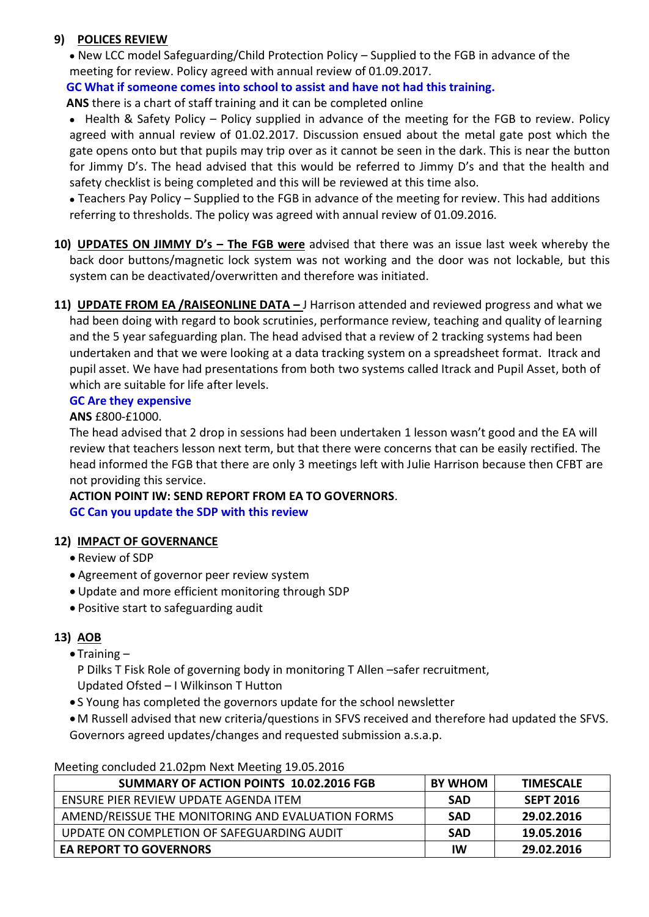**9) <u>POLICES REVIEW</u>**

- New LCC model Safeguarding/Child Protection Policy – Supplied to the FGB in advance of the meeting for review. Policy agreed with annual review of 01.09.2017.

**GC What if someone comes into school to assist and have not had this training.**

**ANS** there is a chart of staff training and it can be completed online

- Health & Safety Policy – Policy supplied in advance of the meeting for the FGB to review. Policy agreed with annual review of 01.02.2017. Discussion ensued about the metal gate post which the gate opens onto but that pupils may trip over as it cannot be seen in the dark. This is near the button for Jimmy D's. The head advised that this would be referred to Jimmy D's and that the health and safety checklist is being completed and this will be reviewed at this time also.
- Teachers Pay Policy – Supplied to the FGB in advance of the meeting for review. This had additions referring to thresholds. The policy was agreed with annual review of 01.09.2016.

**10) <u>UPDATES ON JIMMY D's – The FGB were</u>** advised that there was an issue last week whereby the back door buttons/magnetic lock system was not working and the door was not lockable, but this system can be deactivated/overwritten and therefore was initiated.

**11) <u>UPDATE FROM EA /RAISEONLINE DATA –</u>** J Harrison attended and reviewed progress and what we had been doing with regard to book scrutinies, performance review, teaching and quality of learning and the 5 year safeguarding plan. The head advised that a review of 2 tracking systems had been undertaken and that we were looking at a data tracking system on a spreadsheet format. Itrack and pupil asset. We have had presentations from both two systems called Itrack and Pupil Asset, both of which are suitable for life after levels.

**GC Are they expensive**

**ANS** £800-£1000.

The head advised that 2 drop in sessions had been undertaken 1 lesson wasn't good and the EA will review that teachers lesson next term, but that there were concerns that can be easily rectified. The head informed the FGB that there are only 3 meetings left with Julie Harrison because then CFBT are not providing this service.

**ACTION POINT IW: SEND REPORT FROM EA TO GOVERNORS**.

**GC Can you update the SDP with this review**

**12) <u>IMPACT OF GOVERNANCE</u>**

- Review of SDP
- Agreement of governor peer review system
- Update and more efficient monitoring through SDP
- Positive start to safeguarding audit

**13) <u>AOB</u>**

- Training –
  P Dilks T Fisk Role of governing body in monitoring T Allen –safer recruitment,
  Updated Ofsted – I Wilkinson T Hutton
- S Young has completed the governors update for the school newsletter
- M Russell advised that new criteria/questions in SFVS received and therefore had updated the SFVS. Governors agreed updates/changes and requested submission a.s.a.p.

Meeting concluded 21.02pm Next Meeting 19.05.2016

| SUMMARY OF ACTION POINTS 10.02.2016 FGB | BY WHOM | TIMESCALE |
|---|---|---|
| ENSURE PIER REVIEW UPDATE AGENDA ITEM | SAD | SEPT 2016 |
| AMEND/REISSUE THE MONITORING AND EVALUATION FORMS | SAD | 29.02.2016 |
| UPDATE ON COMPLETION OF SAFEGUARDING AUDIT | SAD | 19.05.2016 |
| **EA REPORT TO GOVERNORS** | IW | 29.02.2016 |